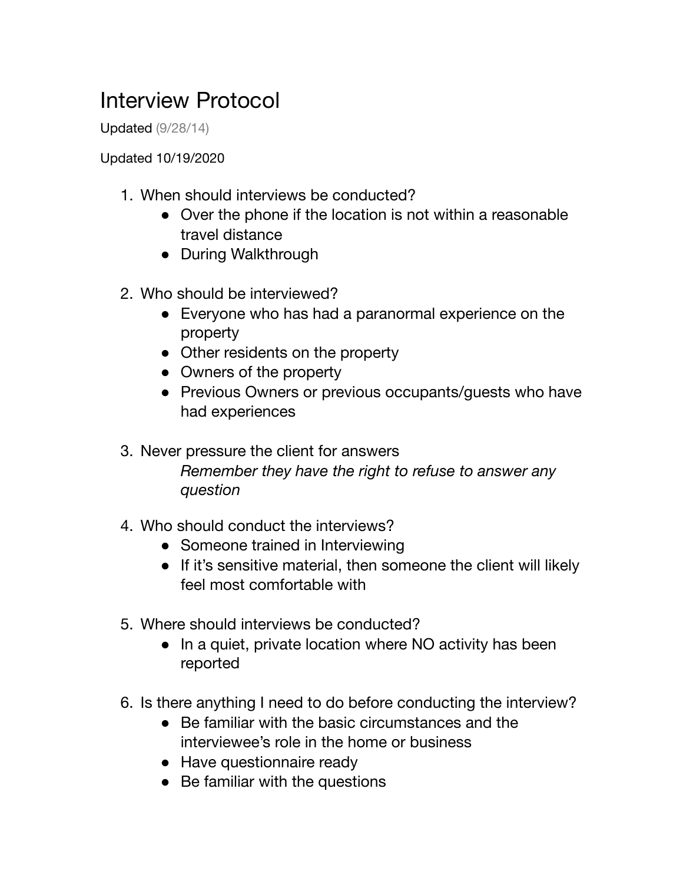# Interview Protocol

Updated (9/28/14)

Updated 10/19/2020

1. When should interviews be conducted?
    - Over the phone if the location is not within a reasonable travel distance
    - During Walkthrough

2. Who should be interviewed?
    - Everyone who has had a paranormal experience on the property
    - Other residents on the property
    - Owners of the property
    - Previous Owners or previous occupants/guests who have had experiences

3. Never pressure the client for answers

    *Remember they have the right to refuse to answer any question*

4. Who should conduct the interviews?
    - Someone trained in Interviewing
    - If it's sensitive material, then someone the client will likely feel most comfortable with

5. Where should interviews be conducted?
    - In a quiet, private location where NO activity has been reported

6. Is there anything I need to do before conducting the interview?
    - Be familiar with the basic circumstances and the interviewee's role in the home or business
    - Have questionnaire ready
    - Be familiar with the questions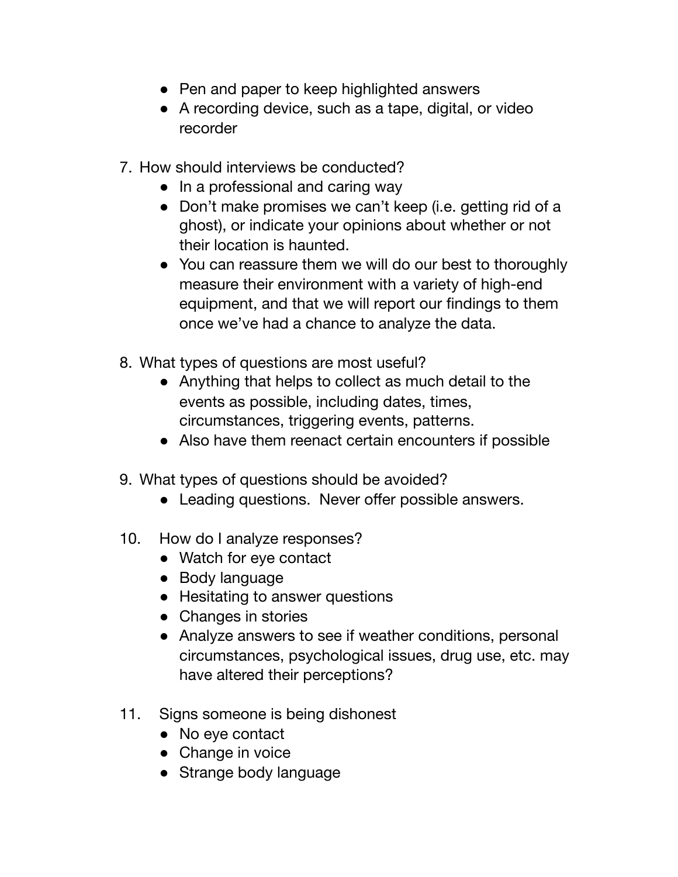- Pen and paper to keep highlighted answers
- A recording device, such as a tape, digital, or video recorder

7. How should interviews be conducted?
   - In a professional and caring way
   - Don't make promises we can't keep (i.e. getting rid of a ghost), or indicate your opinions about whether or not their location is haunted.
   - You can reassure them we will do our best to thoroughly measure their environment with a variety of high-end equipment, and that we will report our findings to them once we've had a chance to analyze the data.

8. What types of questions are most useful?
   - Anything that helps to collect as much detail to the events as possible, including dates, times, circumstances, triggering events, patterns.
   - Also have them reenact certain encounters if possible

9. What types of questions should be avoided?
   - Leading questions. Never offer possible answers.

10. How do I analyze responses?
    - Watch for eye contact
    - Body language
    - Hesitating to answer questions
    - Changes in stories
    - Analyze answers to see if weather conditions, personal circumstances, psychological issues, drug use, etc. may have altered their perceptions?

11. Signs someone is being dishonest
    - No eye contact
    - Change in voice
    - Strange body language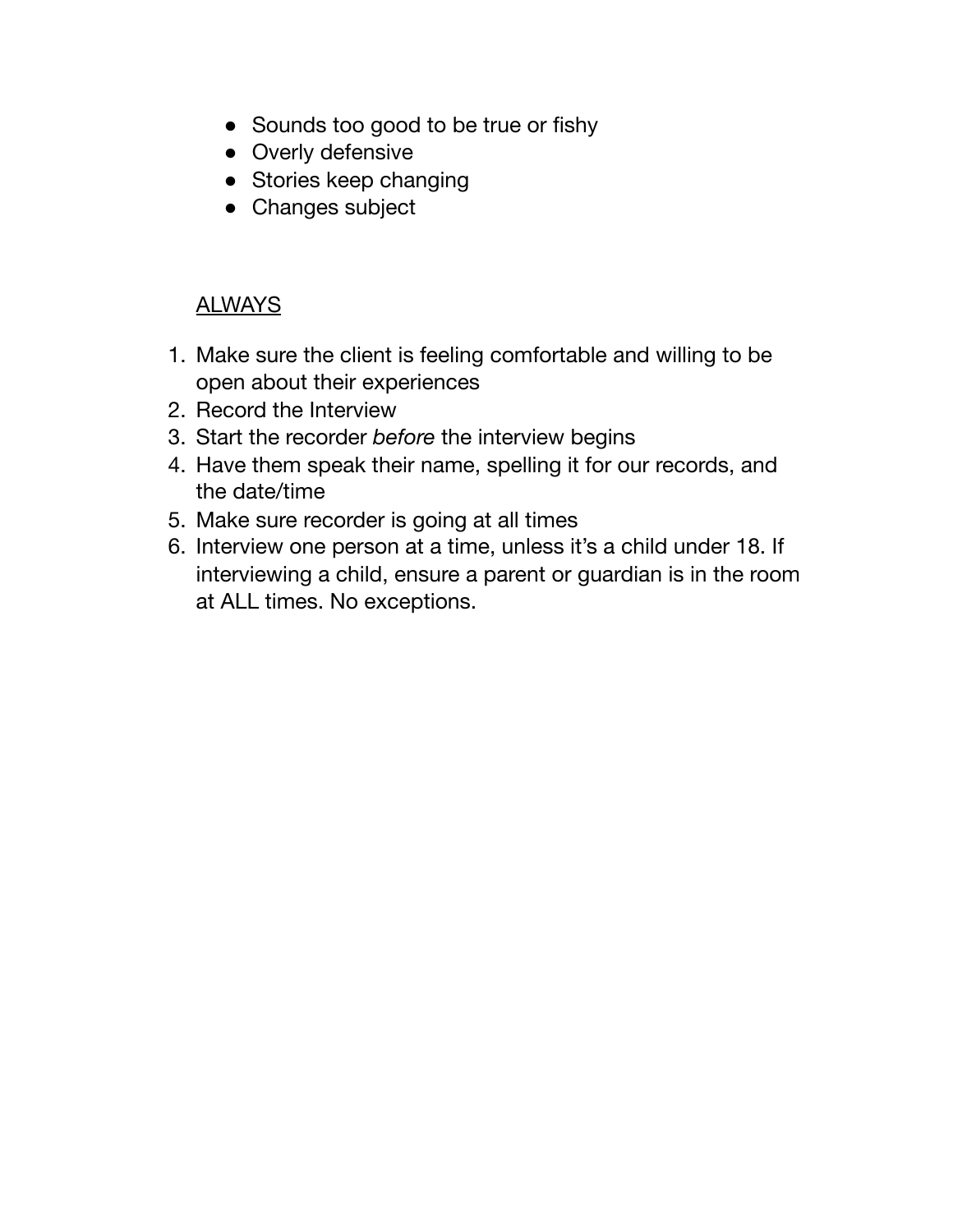- Sounds too good to be true or fishy
- Overly defensive
- Stories keep changing
- Changes subject

<u>ALWAYS</u>

1. Make sure the client is feeling comfortable and willing to be open about their experiences
2. Record the Interview
3. Start the recorder *before* the interview begins
4. Have them speak their name, spelling it for our records, and the date/time
5. Make sure recorder is going at all times
6. Interview one person at a time, unless it's a child under 18. If interviewing a child, ensure a parent or guardian is in the room at ALL times. No exceptions.